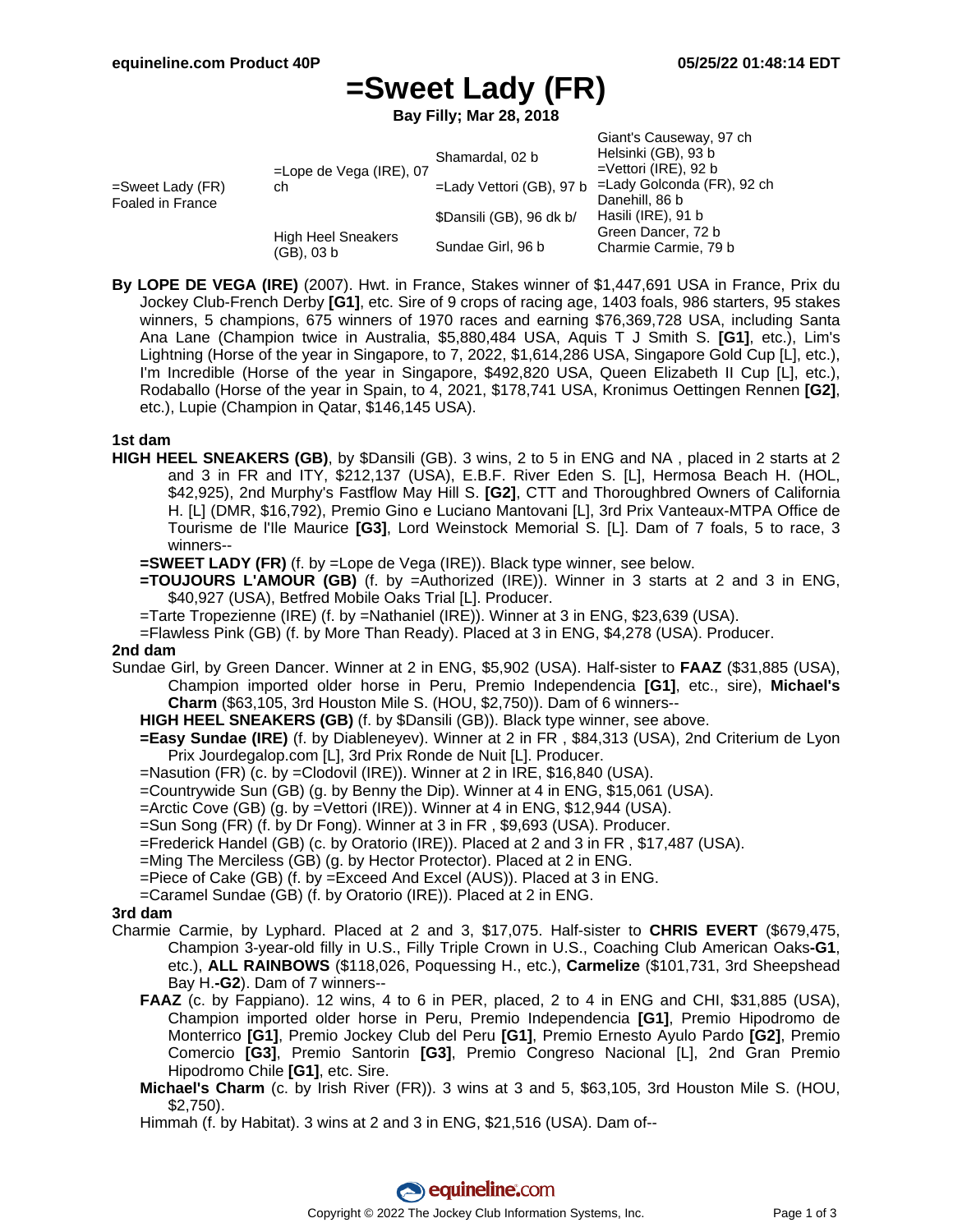# =Sweet Lady (FR)

**Bay Filly; Mar 28, 2018**

| | | | |
|---|---|---|---|
| =Sweet Lady (FR) Foaled in France | =Lope de Vega (IRE), 07 ch | Shamardal, 02 b | Giant's Causeway, 97 ch |
| | | | Helsinki (GB), 93 b |
| | | =Lady Vettori (GB), 97 b | =Vettori (IRE), 92 b |
| | | | =Lady Golconda (FR), 92 ch |
| | High Heel Sneakers (GB), 03 b | $Dansili (GB), 96 dk b/ | Danehill, 86 b |
| | | | Hasili (IRE), 91 b |
| | | Sundae Girl, 96 b | Green Dancer, 72 b |
| | | | Charmie Carmie, 79 b |

**By LOPE DE VEGA (IRE)** (2007). Hwt. in France, Stakes winner of $1,447,691 USA in France, Prix du Jockey Club-French Derby **[G1]**, etc. Sire of 9 crops of racing age, 1403 foals, 986 starters, 95 stakes winners, 5 champions, 675 winners of 1970 races and earning $76,369,728 USA, including Santa Ana Lane (Champion twice in Australia, $5,880,484 USA, Aquis T J Smith S. **[G1]**, etc.), Lim's Lightning (Horse of the year in Singapore, to 7, 2022, $1,614,286 USA, Singapore Gold Cup [L], etc.), I'm Incredible (Horse of the year in Singapore, $492,820 USA, Queen Elizabeth II Cup [L], etc.), Rodaballo (Horse of the year in Spain, to 4, 2021, $178,741 USA, Kronimus Oettingen Rennen **[G2]**, etc.), Lupie (Champion in Qatar, $146,145 USA).

### 1st dam

**HIGH HEEL SNEAKERS (GB)**, by $Dansili (GB). 3 wins, 2 to 5 in ENG and NA , placed in 2 starts at 2 and 3 in FR and ITY, $212,137 (USA), E.B.F. River Eden S. [L], Hermosa Beach H. (HOL, $42,925), 2nd Murphy's Fastflow May Hill S. **[G2]**, CTT and Thoroughbred Owners of California H. [L] (DMR, $16,792), Premio Gino e Luciano Mantovani [L], 3rd Prix Vanteaux-MTPA Office de Tourisme de l'Ile Maurice **[G3]**, Lord Weinstock Memorial S. [L]. Dam of 7 foals, 5 to race, 3 winners--

- **=SWEET LADY (FR)** (f. by =Lope de Vega (IRE)). Black type winner, see below.
- **=TOUJOURS L'AMOUR (GB)** (f. by =Authorized (IRE)). Winner in 3 starts at 2 and 3 in ENG, $40,927 (USA), Betfred Mobile Oaks Trial [L]. Producer.
- =Tarte Tropezienne (IRE) (f. by =Nathaniel (IRE)). Winner at 3 in ENG, $23,639 (USA).
- =Flawless Pink (GB) (f. by More Than Ready). Placed at 3 in ENG, $4,278 (USA). Producer.

### 2nd dam

Sundae Girl, by Green Dancer. Winner at 2 in ENG, $5,902 (USA). Half-sister to **FAAZ** ($31,885 (USA), Champion imported older horse in Peru, Premio Independencia **[G1]**, etc., sire), **Michael's Charm** ($63,105, 3rd Houston Mile S. (HOU, $2,750)). Dam of 6 winners--

- **HIGH HEEL SNEAKERS (GB)** (f. by $Dansili (GB)). Black type winner, see above.
- **=Easy Sundae (IRE)** (f. by Diableneyev). Winner at 2 in FR , $84,313 (USA), 2nd Criterium de Lyon Prix Jourdegalop.com [L], 3rd Prix Ronde de Nuit [L]. Producer.
- =Nasution (FR) (c. by =Clodovil (IRE)). Winner at 2 in IRE, $16,840 (USA).
- =Countrywide Sun (GB) (g. by Benny the Dip). Winner at 4 in ENG, $15,061 (USA).
- =Arctic Cove (GB) (g. by =Vettori (IRE)). Winner at 4 in ENG, $12,944 (USA).
- =Sun Song (FR) (f. by Dr Fong). Winner at 3 in FR , $9,693 (USA). Producer.
- =Frederick Handel (GB) (c. by Oratorio (IRE)). Placed at 2 and 3 in FR , $17,487 (USA).
- =Ming The Merciless (GB) (g. by Hector Protector). Placed at 2 in ENG.
- =Piece of Cake (GB) (f. by =Exceed And Excel (AUS)). Placed at 3 in ENG.
- =Caramel Sundae (GB) (f. by Oratorio (IRE)). Placed at 2 in ENG.

### 3rd dam

Charmie Carmie, by Lyphard. Placed at 2 and 3, $17,075. Half-sister to **CHRIS EVERT** ($679,475, Champion 3-year-old filly in U.S., Filly Triple Crown in U.S., Coaching Club American Oaks**-G1**, etc.), **ALL RAINBOWS** ($118,026, Poquessing H., etc.), **Carmelize** ($101,731, 3rd Sheepshead Bay H.**-G2**). Dam of 7 winners--

- **FAAZ** (c. by Fappiano). 12 wins, 4 to 6 in PER, placed, 2 to 4 in ENG and CHI, $31,885 (USA), Champion imported older horse in Peru, Premio Independencia **[G1]**, Premio Hipodromo de Monterrico **[G1]**, Premio Jockey Club del Peru **[G1]**, Premio Ernesto Ayulo Pardo **[G2]**, Premio Comercio **[G3]**, Premio Santorin **[G3]**, Premio Congreso Nacional [L], 2nd Gran Premio Hipodromo Chile **[G1]**, etc. Sire.
- **Michael's Charm** (c. by Irish River (FR)). 3 wins at 3 and 5, $63,105, 3rd Houston Mile S. (HOU, $2,750).
- Himmah (f. by Habitat). 3 wins at 2 and 3 in ENG, $21,516 (USA). Dam of--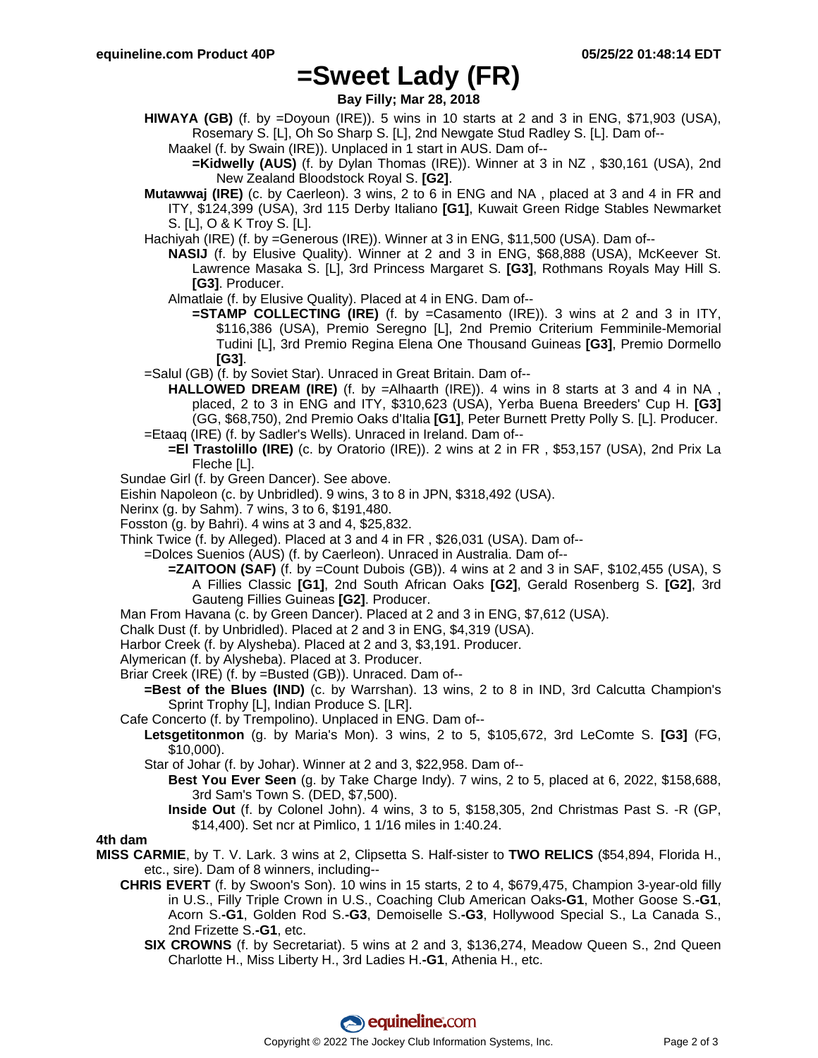# =Sweet Lady (FR)

**Bay Filly; Mar 28, 2018**

**HIWAYA (GB)** (f. by =Doyoun (IRE)). 5 wins in 10 starts at 2 and 3 in ENG, $71,903 (USA), Rosemary S. [L], Oh So Sharp S. [L], 2nd Newgate Stud Radley S. [L]. Dam of--

Maakel (f. by Swain (IRE)). Unplaced in 1 start in AUS. Dam of--

**=Kidwelly (AUS)** (f. by Dylan Thomas (IRE)). Winner at 3 in NZ , $30,161 (USA), 2nd New Zealand Bloodstock Royal S. **[G2]**.

**Mutawwaj (IRE)** (c. by Caerleon). 3 wins, 2 to 6 in ENG and NA , placed at 3 and 4 in FR and ITY, $124,399 (USA), 3rd 115 Derby Italiano **[G1]**, Kuwait Green Ridge Stables Newmarket S. [L], O & K Troy S. [L].

Hachiyah (IRE) (f. by =Generous (IRE)). Winner at 3 in ENG, $11,500 (USA). Dam of--

**NASIJ** (f. by Elusive Quality). Winner at 2 and 3 in ENG, $68,888 (USA), McKeever St. Lawrence Masaka S. [L], 3rd Princess Margaret S. **[G3]**, Rothmans Royals May Hill S. **[G3]**. Producer.

Almatlaie (f. by Elusive Quality). Placed at 4 in ENG. Dam of--

**=STAMP COLLECTING (IRE)** (f. by =Casamento (IRE)). 3 wins at 2 and 3 in ITY, $116,386 (USA), Premio Seregno [L], 2nd Premio Criterium Femminile-Memorial Tudini [L], 3rd Premio Regina Elena One Thousand Guineas **[G3]**, Premio Dormello **[G3]**.

=Salul (GB) (f. by Soviet Star). Unraced in Great Britain. Dam of--

**HALLOWED DREAM (IRE)** (f. by =Alhaarth (IRE)). 4 wins in 8 starts at 3 and 4 in NA , placed, 2 to 3 in ENG and ITY, $310,623 (USA), Yerba Buena Breeders' Cup H. **[G3]** (GG, $68,750), 2nd Premio Oaks d'Italia **[G1]**, Peter Burnett Pretty Polly S. [L]. Producer.

=Etaaq (IRE) (f. by Sadler's Wells). Unraced in Ireland. Dam of--

**=El Trastolillo (IRE)** (c. by Oratorio (IRE)). 2 wins at 2 in FR , $53,157 (USA), 2nd Prix La Fleche [L].

Sundae Girl (f. by Green Dancer). See above.

Eishin Napoleon (c. by Unbridled). 9 wins, 3 to 8 in JPN, $318,492 (USA).

Nerinx (g. by Sahm). 7 wins, 3 to 6, $191,480.

Fosston (g. by Bahri). 4 wins at 3 and 4, $25,832.

Think Twice (f. by Alleged). Placed at 3 and 4 in FR , $26,031 (USA). Dam of--

=Dolces Suenios (AUS) (f. by Caerleon). Unraced in Australia. Dam of--

**=ZAITOON (SAF)** (f. by =Count Dubois (GB)). 4 wins at 2 and 3 in SAF, $102,455 (USA), S A Fillies Classic **[G1]**, 2nd South African Oaks **[G2]**, Gerald Rosenberg S. **[G2]**, 3rd Gauteng Fillies Guineas **[G2]**. Producer.

Man From Havana (c. by Green Dancer). Placed at 2 and 3 in ENG, $7,612 (USA).

Chalk Dust (f. by Unbridled). Placed at 2 and 3 in ENG, $4,319 (USA).

Harbor Creek (f. by Alysheba). Placed at 2 and 3, $3,191. Producer.

Alymerican (f. by Alysheba). Placed at 3. Producer.

Briar Creek (IRE) (f. by =Busted (GB)). Unraced. Dam of--

**=Best of the Blues (IND)** (c. by Warrshan). 13 wins, 2 to 8 in IND, 3rd Calcutta Champion's Sprint Trophy [L], Indian Produce S. [LR].

Cafe Concerto (f. by Trempolino). Unplaced in ENG. Dam of--

**Letsgetitonmon** (g. by Maria's Mon). 3 wins, 2 to 5, $105,672, 3rd LeComte S. **[G3]** (FG, $10,000).

Star of Johar (f. by Johar). Winner at 2 and 3, $22,958. Dam of--

**Best You Ever Seen** (g. by Take Charge Indy). 7 wins, 2 to 5, placed at 6, 2022, $158,688, 3rd Sam's Town S. (DED, $7,500).

**Inside Out** (f. by Colonel John). 4 wins, 3 to 5, $158,305, 2nd Christmas Past S. -R (GP, $14,400). Set ncr at Pimlico, 1 1/16 miles in 1:40.24.

## 4th dam

**MISS CARMIE**, by T. V. Lark. 3 wins at 2, Clipsetta S. Half-sister to **TWO RELICS** ($54,894, Florida H., etc., sire). Dam of 8 winners, including--

**CHRIS EVERT** (f. by Swoon's Son). 10 wins in 15 starts, 2 to 4, $679,475, Champion 3-year-old filly in U.S., Filly Triple Crown in U.S., Coaching Club American Oaks**-G1**, Mother Goose S.**-G1**, Acorn S.**-G1**, Golden Rod S.**-G3**, Demoiselle S.**-G3**, Hollywood Special S., La Canada S., 2nd Frizette S.**-G1**, etc.

**SIX CROWNS** (f. by Secretariat). 5 wins at 2 and 3, $136,274, Meadow Queen S., 2nd Queen Charlotte H., Miss Liberty H., 3rd Ladies H.**-G1**, Athenia H., etc.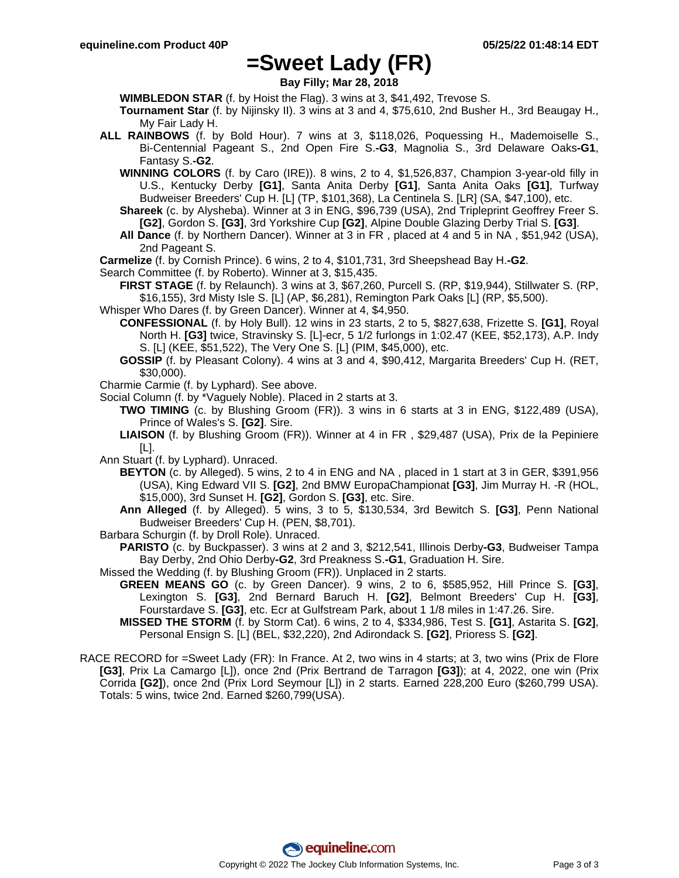# =Sweet Lady (FR)

**Bay Filly; Mar 28, 2018**

**WIMBLEDON STAR** (f. by Hoist the Flag). 3 wins at 3, $41,492, Trevose S.

**Tournament Star** (f. by Nijinsky II). 3 wins at 3 and 4, $75,610, 2nd Busher H., 3rd Beaugay H., My Fair Lady H.

**ALL RAINBOWS** (f. by Bold Hour). 7 wins at 3, $118,026, Poquessing H., Mademoiselle S., Bi-Centennial Pageant S., 2nd Open Fire S.**-G3**, Magnolia S., 3rd Delaware Oaks**-G1**, Fantasy S.**-G2**.

**WINNING COLORS** (f. by Caro (IRE)). 8 wins, 2 to 4, $1,526,837, Champion 3-year-old filly in U.S., Kentucky Derby **[G1]**, Santa Anita Derby **[G1]**, Santa Anita Oaks **[G1]**, Turfway Budweiser Breeders' Cup H. [L] (TP, $101,368), La Centinela S. [LR] (SA, $47,100), etc.

**Shareek** (c. by Alysheba). Winner at 3 in ENG, $96,739 (USA), 2nd Tripleprint Geoffrey Freer S. **[G2]**, Gordon S. **[G3]**, 3rd Yorkshire Cup **[G2]**, Alpine Double Glazing Derby Trial S. **[G3]**.

**All Dance** (f. by Northern Dancer). Winner at 3 in FR , placed at 4 and 5 in NA , $51,942 (USA), 2nd Pageant S.

**Carmelize** (f. by Cornish Prince). 6 wins, 2 to 4, $101,731, 3rd Sheepshead Bay H.**-G2**.

Search Committee (f. by Roberto). Winner at 3, $15,435.

**FIRST STAGE** (f. by Relaunch). 3 wins at 3, $67,260, Purcell S. (RP, $19,944), Stillwater S. (RP, $16,155), 3rd Misty Isle S. [L] (AP, $6,281), Remington Park Oaks [L] (RP, $5,500).

Whisper Who Dares (f. by Green Dancer). Winner at 4, $4,950.

**CONFESSIONAL** (f. by Holy Bull). 12 wins in 23 starts, 2 to 5, $827,638, Frizette S. **[G1]**, Royal North H. **[G3]** twice, Stravinsky S. [L]-ecr, 5 1/2 furlongs in 1:02.47 (KEE, $52,173), A.P. Indy S. [L] (KEE, $51,522), The Very One S. [L] (PIM, $45,000), etc.

**GOSSIP** (f. by Pleasant Colony). 4 wins at 3 and 4, $90,412, Margarita Breeders' Cup H. (RET, $30,000).

Charmie Carmie (f. by Lyphard). See above.

Social Column (f. by *Vaguely Noble). Placed in 2 starts at 3.

**TWO TIMING** (c. by Blushing Groom (FR)). 3 wins in 6 starts at 3 in ENG, $122,489 (USA), Prince of Wales's S. **[G2]**. Sire.

**LIAISON** (f. by Blushing Groom (FR)). Winner at 4 in FR , $29,487 (USA), Prix de la Pepiniere [L].

Ann Stuart (f. by Lyphard). Unraced.

**BEYTON** (c. by Alleged). 5 wins, 2 to 4 in ENG and NA , placed in 1 start at 3 in GER, $391,956 (USA), King Edward VII S. **[G2]**, 2nd BMW EuropaChampionat **[G3]**, Jim Murray H. -R (HOL, $15,000), 3rd Sunset H. **[G2]**, Gordon S. **[G3]**, etc. Sire.

**Ann Alleged** (f. by Alleged). 5 wins, 3 to 5, $130,534, 3rd Bewitch S. **[G3]**, Penn National Budweiser Breeders' Cup H. (PEN, $8,701).

Barbara Schurgin (f. by Droll Role). Unraced.

**PARISTO** (c. by Buckpasser). 3 wins at 2 and 3, $212,541, Illinois Derby**-G3**, Budweiser Tampa Bay Derby, 2nd Ohio Derby**-G2**, 3rd Preakness S.**-G1**, Graduation H. Sire.

Missed the Wedding (f. by Blushing Groom (FR)). Unplaced in 2 starts.

**GREEN MEANS GO** (c. by Green Dancer). 9 wins, 2 to 6, $585,952, Hill Prince S. **[G3]**, Lexington S. **[G3]**, 2nd Bernard Baruch H. **[G2]**, Belmont Breeders' Cup H. **[G3]**, Fourstardave S. **[G3]**, etc. Ecr at Gulfstream Park, about 1 1/8 miles in 1:47.26. Sire.

**MISSED THE STORM** (f. by Storm Cat). 6 wins, 2 to 4, $334,986, Test S. **[G1]**, Astarita S. **[G2]**, Personal Ensign S. [L] (BEL, $32,220), 2nd Adirondack S. **[G2]**, Prioress S. **[G2]**.

RACE RECORD for =Sweet Lady (FR): In France. At 2, two wins in 4 starts; at 3, two wins (Prix de Flore **[G3]**, Prix La Camargo [L]), once 2nd (Prix Bertrand de Tarragon **[G3]**); at 4, 2022, one win (Prix Corrida **[G2]**), once 2nd (Prix Lord Seymour [L]) in 2 starts. Earned 228,200 Euro ($260,799 USA). Totals: 5 wins, twice 2nd. Earned $260,799(USA).